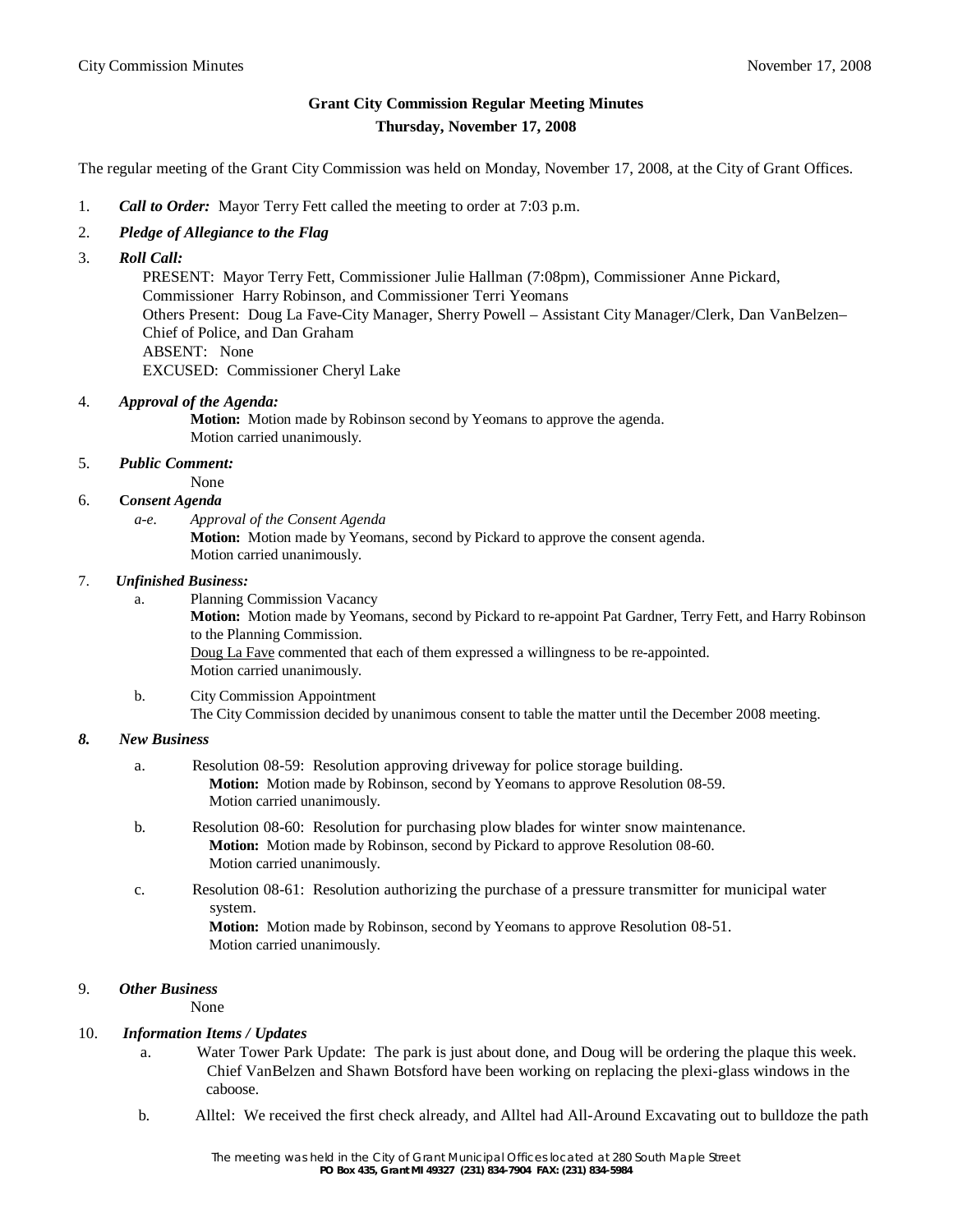# Grant City Commission Regular Meeting Minutes

## Thursday, November 17, 2008

The regular meeting of the Grant City Commission was held on Monday, November 17, 2008, at the City of Grant Offices.

1. ***Call to Order:*** Mayor Terry Fett called the meeting to order at 7:03 p.m.

2. ***Pledge of Allegiance to the Flag***

3. ***Roll Call:***

   PRESENT: Mayor Terry Fett, Commissioner Julie Hallman (7:08pm), Commissioner Anne Pickard, Commissioner Harry Robinson, and Commissioner Terri Yeomans
   Others Present: Doug La Fave-City Manager, Sherry Powell – Assistant City Manager/Clerk, Dan VanBelzen– Chief of Police, and Dan Graham
   ABSENT: None
   EXCUSED: Commissioner Cheryl Lake

4. ***Approval of the Agenda:***

   **Motion:** Motion made by Robinson second by Yeomans to approve the agenda.
   Motion carried unanimously.

5. ***Public Comment:***

   None

6. ***Consent Agenda***

   *a-e.* *Approval of the Consent Agenda*
   **Motion:** Motion made by Yeomans, second by Pickard to approve the consent agenda.
   Motion carried unanimously.

7. ***Unfinished Business:***

   a. Planning Commission Vacancy
   **Motion:** Motion made by Yeomans, second by Pickard to re-appoint Pat Gardner, Terry Fett, and Harry Robinson to the Planning Commission.
   Doug La Fave commented that each of them expressed a willingness to be re-appointed.
   Motion carried unanimously.

   b. City Commission Appointment
   The City Commission decided by unanimous consent to table the matter until the December 2008 meeting.

8. ***New Business***

   a. Resolution 08-59: Resolution approving driveway for police storage building.
   **Motion:** Motion made by Robinson, second by Yeomans to approve Resolution 08-59.
   Motion carried unanimously.

   b. Resolution 08-60: Resolution for purchasing plow blades for winter snow maintenance.
   **Motion:** Motion made by Robinson, second by Pickard to approve Resolution 08-60.
   Motion carried unanimously.

   c. Resolution 08-61: Resolution authorizing the purchase of a pressure transmitter for municipal water system.
   **Motion:** Motion made by Robinson, second by Yeomans to approve Resolution 08-51.
   Motion carried unanimously.

9. ***Other Business***

   None

10. ***Information Items / Updates***

    a. Water Tower Park Update: The park is just about done, and Doug will be ordering the plaque this week. Chief VanBelzen and Shawn Botsford have been working on replacing the plexi-glass windows in the caboose.

    b. Alltel: We received the first check already, and Alltel had All-Around Excavating out to bulldoze the path

The meeting was held in the City of Grant Municipal Offices located at 280 South Maple Street
**PO Box 435, Grant MI 49327 (231) 834-7904 FAX: (231) 834-5984**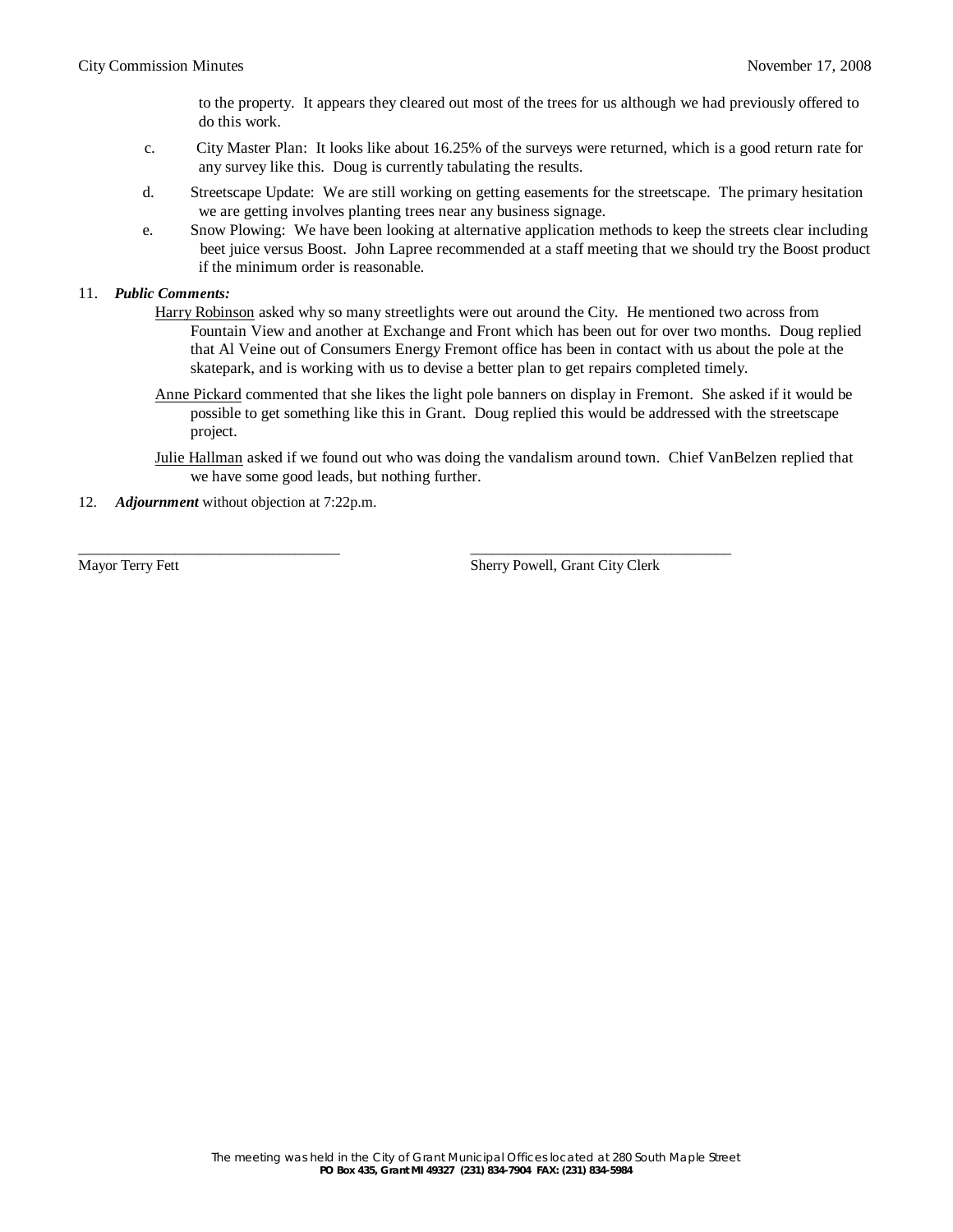to the property. It appears they cleared out most of the trees for us although we had previously offered to do this work.

c. City Master Plan: It looks like about 16.25% of the surveys were returned, which is a good return rate for any survey like this. Doug is currently tabulating the results.

d. Streetscape Update: We are still working on getting easements for the streetscape. The primary hesitation we are getting involves planting trees near any business signage.

e. Snow Plowing: We have been looking at alternative application methods to keep the streets clear including beet juice versus Boost. John Lapree recommended at a staff meeting that we should try the Boost product if the minimum order is reasonable.

11. ***Public Comments:***

Harry Robinson asked why so many streetlights were out around the City. He mentioned two across from Fountain View and another at Exchange and Front which has been out for over two months. Doug replied that Al Veine out of Consumers Energy Fremont office has been in contact with us about the pole at the skatepark, and is working with us to devise a better plan to get repairs completed timely.

Anne Pickard commented that she likes the light pole banners on display in Fremont. She asked if it would be possible to get something like this in Grant. Doug replied this would be addressed with the streetscape project.

Julie Hallman asked if we found out who was doing the vandalism around town. Chief VanBelzen replied that we have some good leads, but nothing further.

12. ***Adjournment*** without objection at 7:22p.m.

\_\_\_\_\_\_\_\_\_\_\_\_\_\_\_\_\_\_\_\_\_\_\_\_\_\_\_\_\_\_\_\_\_\_\_\_ \_\_\_\_\_\_\_\_\_\_\_\_\_\_\_\_\_\_\_\_\_\_\_\_\_\_\_\_\_\_\_\_\_\_\_\_

Mayor Terry Fett Sherry Powell, Grant City Clerk

The meeting was held in the City of Grant Municipal Offices located at 280 South Maple Street
**PO Box 435, Grant MI 49327 (231) 834-7904 FAX: (231) 834-5984**